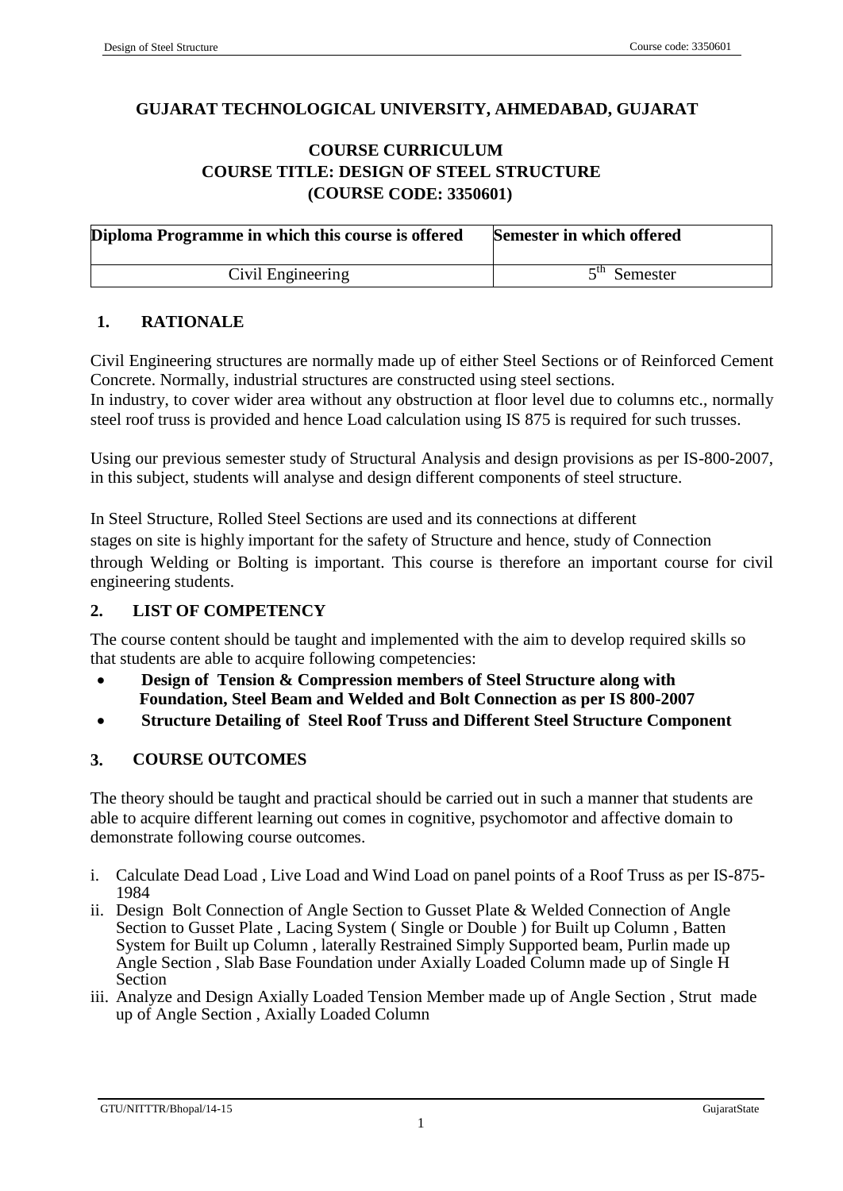# GUJARAT TECHNOLOGICAL UNIVERSITY, AHMEDABAD, GUJARAT

## COURSE CURRICULUM
## COURSE TITLE: DESIGN OF STEEL STRUCTURE
## (COURSE CODE: 3350601)

| Diploma Programme in which this course is offered | Semester in which offered |
|---|---|
| Civil Engineering | $5^{th}$ Semester |

## 1. RATIONALE

Civil Engineering structures are normally made up of either Steel Sections or of Reinforced Cement Concrete. Normally, industrial structures are constructed using steel sections.
In industry, to cover wider area without any obstruction at floor level due to columns etc., normally steel roof truss is provided and hence Load calculation using IS 875 is required for such trusses.

Using our previous semester study of Structural Analysis and design provisions as per IS-800-2007, in this subject, students will analyse and design different components of steel structure.

In Steel Structure, Rolled Steel Sections are used and its connections at different stages on site is highly important for the safety of Structure and hence, study of Connection through Welding or Bolting is important. This course is therefore an important course for civil engineering students.

## 2. LIST OF COMPETENCY

The course content should be taught and implemented with the aim to develop required skills so that students are able to acquire following competencies:

- **Design of Tension & Compression members of Steel Structure along with Foundation, Steel Beam and Welded and Bolt Connection as per IS 800-2007**
- **Structure Detailing of Steel Roof Truss and Different Steel Structure Component**

## 3. COURSE OUTCOMES

The theory should be taught and practical should be carried out in such a manner that students are able to acquire different learning out comes in cognitive, psychomotor and affective domain to demonstrate following course outcomes.

i. Calculate Dead Load , Live Load and Wind Load on panel points of a Roof Truss as per IS-875-1984
ii. Design Bolt Connection of Angle Section to Gusset Plate & Welded Connection of Angle Section to Gusset Plate , Lacing System ( Single or Double ) for Built up Column , Batten System for Built up Column , laterally Restrained Simply Supported beam, Purlin made up Angle Section , Slab Base Foundation under Axially Loaded Column made up of Single H Section
iii. Analyze and Design Axially Loaded Tension Member made up of Angle Section , Strut made up of Angle Section , Axially Loaded Column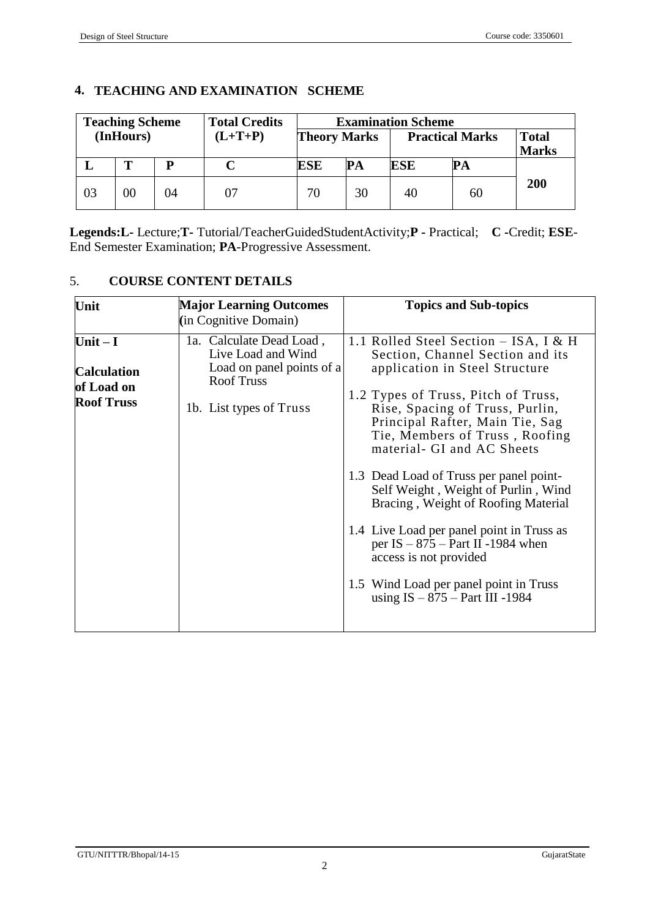## 4. TEACHING AND EXAMINATION SCHEME

| Teaching Scheme (InHours) | | | Total Credits (L+T+P) | Examination Scheme | | | | |
|---|---|---|---|---|---|---|---|---|
| | | | | Theory Marks | | Practical Marks | | Total Marks |
| L | T | P | C | ESE | PA | ESE | PA | |
| 03 | 00 | 04 | 07 | 70 | 30 | 40 | 60 | 200 |

**Legends:L-** Lecture;**T-** Tutorial/TeacherGuidedStudentActivity;**P -** Practical; **C -**Credit; **ESE**-End Semester Examination; **PA**-Progressive Assessment.

## 5. COURSE CONTENT DETAILS

| Unit | Major Learning Outcomes (in Cognitive Domain) | Topics and Sub-topics |
|---|---|---|
| **Unit – I** **Calculation of Load on Roof Truss** | 1a. Calculate Dead Load , Live Load and Wind Load on panel points of a Roof Truss<br><br>1b. List types of Truss | 1.1 Rolled Steel Section – ISA, I & H Section, Channel Section and its application in Steel Structure<br><br>1.2 Types of Truss, Pitch of Truss, Rise, Spacing of Truss, Purlin, Principal Rafter, Main Tie, Sag Tie, Members of Truss , Roofing material- GI and AC Sheets<br><br>1.3 Dead Load of Truss per panel point- Self Weight , Weight of Purlin , Wind Bracing , Weight of Roofing Material<br><br>1.4 Live Load per panel point in Truss as per IS – 875 – Part II -1984 when access is not provided<br><br>1.5 Wind Load per panel point in Truss using IS – 875 – Part III -1984 |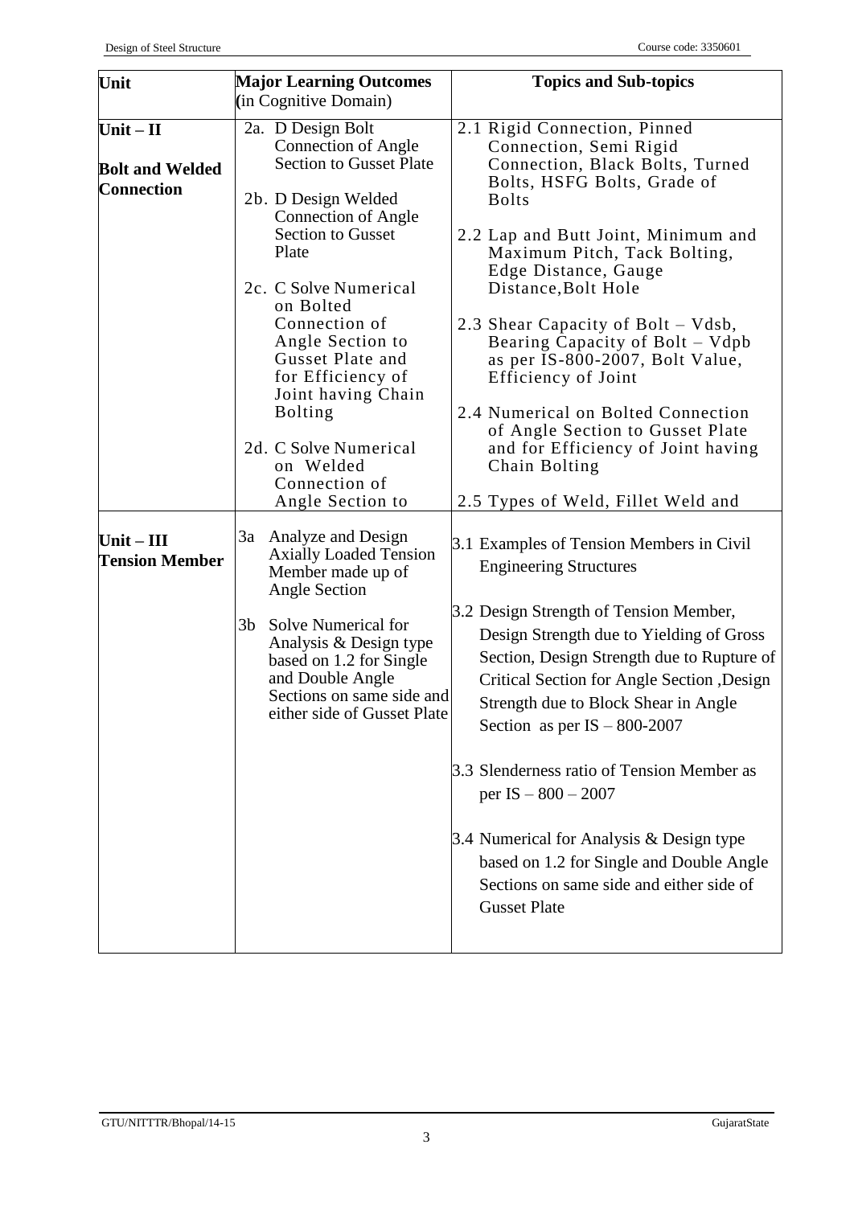| Unit | Major Learning Outcomes (in Cognitive Domain) | Topics and Sub-topics |
|---|---|---|
| **Unit – II** **Bolt and Welded Connection** | 2a. D Design Bolt Connection of Angle Section to Gusset Plate<br><br>2b. D Design Welded Connection of Angle Section to Gusset Plate<br><br>2c. C Solve Numerical on Bolted Connection of Angle Section to Gusset Plate and for Efficiency of Joint having Chain Bolting<br><br>2d. C Solve Numerical on Welded Connection of Angle Section to | 2.1 Rigid Connection, Pinned Connection, Semi Rigid Connection, Black Bolts, Turned Bolts, HSFG Bolts, Grade of Bolts<br><br>2.2 Lap and Butt Joint, Minimum and Maximum Pitch, Tack Bolting, Edge Distance, Gauge Distance,Bolt Hole<br><br>2.3 Shear Capacity of Bolt – Vdsb, Bearing Capacity of Bolt – Vdpb as per IS-800-2007, Bolt Value, Efficiency of Joint<br><br>2.4 Numerical on Bolted Connection of Angle Section to Gusset Plate and for Efficiency of Joint having Chain Bolting<br><br>2.5 Types of Weld, Fillet Weld and |
| **Unit – III** **Tension Member** | 3a Analyze and Design Axially Loaded Tension Member made up of Angle Section<br><br>3b Solve Numerical for Analysis & Design type based on 1.2 for Single and Double Angle Sections on same side and either side of Gusset Plate | 3.1 Examples of Tension Members in Civil Engineering Structures<br><br>3.2 Design Strength of Tension Member, Design Strength due to Yielding of Gross Section, Design Strength due to Rupture of Critical Section for Angle Section ,Design Strength due to Block Shear in Angle Section as per IS – 800-2007<br><br>3.3 Slenderness ratio of Tension Member as per IS – 800 – 2007<br><br>3.4 Numerical for Analysis & Design type based on 1.2 for Single and Double Angle Sections on same side and either side of Gusset Plate |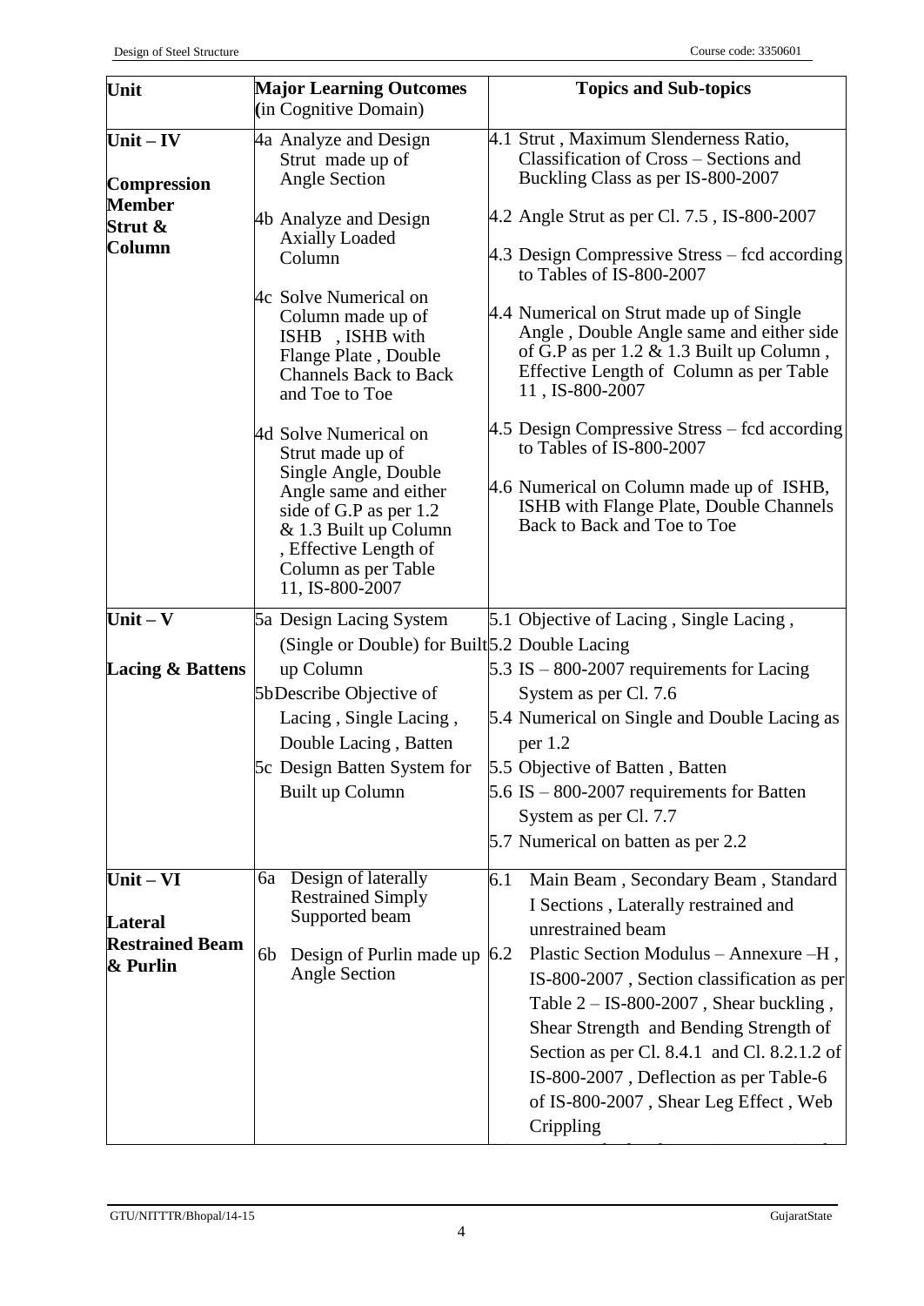| Unit | Major Learning Outcomes (in Cognitive Domain) | Topics and Sub-topics |
|---|---|---|
| **Unit – IV** **Compression Member Strut & Column** | 4a Analyze and Design Strut made up of Angle Section<br>4b Analyze and Design Axially Loaded Column<br>4c Solve Numerical on Column made up of ISHB , ISHB with Flange Plate , Double Channels Back to Back and Toe to Toe<br>4d Solve Numerical on Strut made up of Single Angle, Double Angle same and either side of G.P as per 1.2 & 1.3 Built up Column , Effective Length of Column as per Table 11, IS-800-2007 | 4.1 Strut , Maximum Slenderness Ratio, Classification of Cross – Sections and Buckling Class as per IS-800-2007<br>4.2 Angle Strut as per Cl. 7.5 , IS-800-2007<br>4.3 Design Compressive Stress – fcd according to Tables of IS-800-2007<br>4.4 Numerical on Strut made up of Single Angle , Double Angle same and either side of G.P as per 1.2 & 1.3 Built up Column , Effective Length of Column as per Table 11 , IS-800-2007<br>4.5 Design Compressive Stress – fcd according to Tables of IS-800-2007<br>4.6 Numerical on Column made up of ISHB, ISHB with Flange Plate, Double Channels Back to Back and Toe to Toe |
| **Unit – V** **Lacing & Battens** | 5a Design Lacing System (Single or Double) for Built up Column<br>5b Describe Objective of Lacing , Single Lacing , Double Lacing , Batten<br>5c Design Batten System for Built up Column | 5.1 Objective of Lacing , Single Lacing ,<br>5.2 Double Lacing<br>5.3 IS – 800-2007 requirements for Lacing System as per Cl. 7.6<br>5.4 Numerical on Single and Double Lacing as per 1.2<br>5.5 Objective of Batten , Batten<br>5.6 IS – 800-2007 requirements for Batten System as per Cl. 7.7<br>5.7 Numerical on batten as per 2.2 |
| **Unit – VI** **Lateral Restrained Beam & Purlin** | 6a Design of laterally Restrained Simply Supported beam<br>6b Design of Purlin made up Angle Section | 6.1 Main Beam , Secondary Beam , Standard I Sections , Laterally restrained and unrestrained beam<br>6.2 Plastic Section Modulus – Annexure –H , IS-800-2007 , Section classification as per Table 2 – IS-800-2007 , Shear buckling , Shear Strength and Bending Strength of Section as per Cl. 8.4.1 and Cl. 8.2.1.2 of IS-800-2007 , Deflection as per Table-6 of IS-800-2007 , Shear Leg Effect , Web Crippling |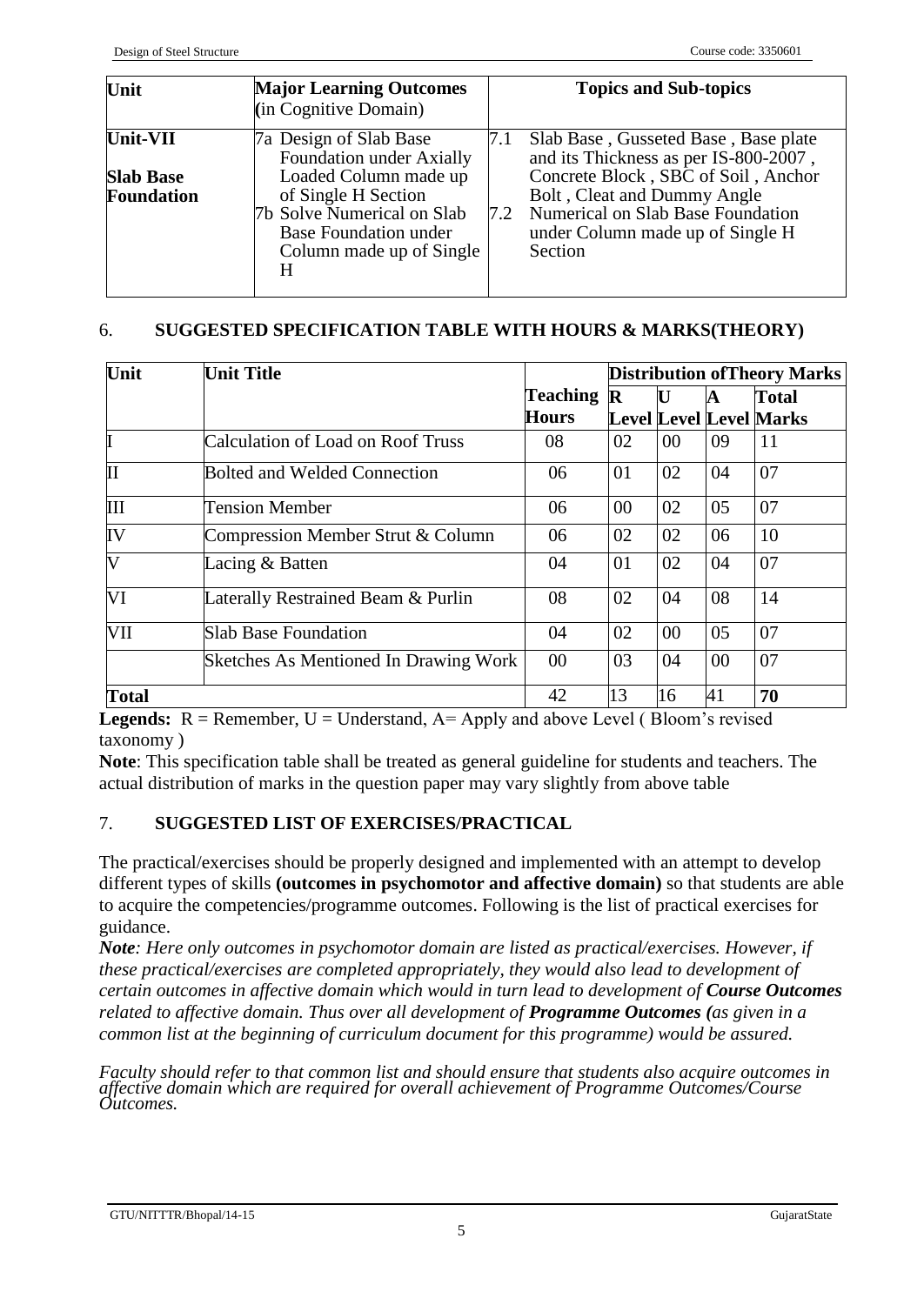| Unit | Major Learning Outcomes (in Cognitive Domain) | Topics and Sub-topics |
|---|---|---|
| **Unit-VII** **Slab Base Foundation** | 7a Design of Slab Base Foundation under Axially Loaded Column made up of Single H Section<br>7b Solve Numerical on Slab Base Foundation under Column made up of Single H | 7.1 Slab Base , Gusseted Base , Base plate and its Thickness as per IS-800-2007 , Concrete Block , SBC of Soil , Anchor Bolt , Cleat and Dummy Angle<br>7.2 Numerical on Slab Base Foundation under Column made up of Single H Section |

## 6. SUGGESTED SPECIFICATION TABLE WITH HOURS & MARKS(THEORY)

| Unit | Unit Title | Teaching Hours | Distribution of Theory Marks | | | |
|---|---|---|---|---|---|---|
| | | | R Level | U Level | A Level | Total Marks |
| I | Calculation of Load on Roof Truss | 08 | 02 | 00 | 09 | 11 |
| II | Bolted and Welded Connection | 06 | 01 | 02 | 04 | 07 |
| III | Tension Member | 06 | 00 | 02 | 05 | 07 |
| IV | Compression Member Strut & Column | 06 | 02 | 02 | 06 | 10 |
| V | Lacing & Batten | 04 | 01 | 02 | 04 | 07 |
| VI | Laterally Restrained Beam & Purlin | 08 | 02 | 04 | 08 | 14 |
| VII | Slab Base Foundation | 04 | 02 | 00 | 05 | 07 |
| | Sketches As Mentioned In Drawing Work | 00 | 03 | 04 | 00 | 07 |
| **Total** | | 42 | 13 | 16 | 41 | **70** |

**Legends:** R = Remember, U = Understand, A= Apply and above Level ( Bloom's revised taxonomy )

**Note**: This specification table shall be treated as general guideline for students and teachers. The actual distribution of marks in the question paper may vary slightly from above table

## 7. SUGGESTED LIST OF EXERCISES/PRACTICAL

The practical/exercises should be properly designed and implemented with an attempt to develop different types of skills **(outcomes in psychomotor and affective domain)** so that students are able to acquire the competencies/programme outcomes. Following is the list of practical exercises for guidance.

***Note****: Here only outcomes in psychomotor domain are listed as practical/exercises. However, if these practical/exercises are completed appropriately, they would also lead to development of certain outcomes in affective domain which would in turn lead to development of* ***Course Outcomes*** *related to affective domain. Thus over all development of* ***Programme Outcomes (****as given in a common list at the beginning of curriculum document for this programme) would be assured.*

*Faculty should refer to that common list and should ensure that students also acquire outcomes in affective domain which are required for overall achievement of Programme Outcomes/Course Outcomes.*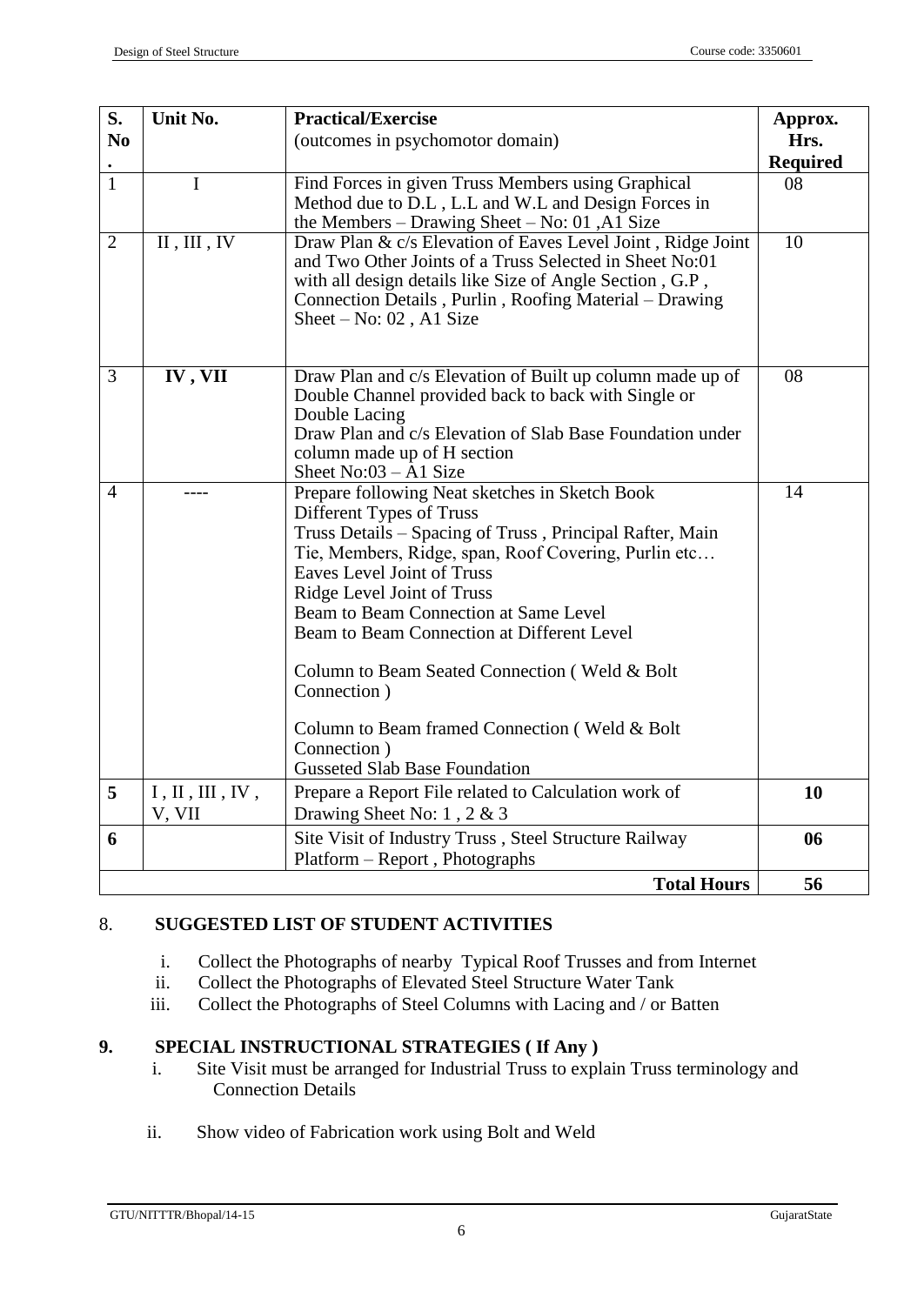| S. No. | Unit No. | Practical/Exercise (outcomes in psychomotor domain) | Approx. Hrs. Required |
|---|---|---|---|
| 1 | I | Find Forces in given Truss Members using Graphical Method due to D.L , L.L and W.L and Design Forces in the Members – Drawing Sheet – No: 01 ,A1 Size | 08 |
| 2 | II , III , IV | Draw Plan & c/s Elevation of Eaves Level Joint , Ridge Joint and Two Other Joints of a Truss Selected in Sheet No:01 with all design details like Size of Angle Section , G.P , Connection Details , Purlin , Roofing Material – Drawing Sheet – No: 02 , A1 Size | 10 |
| 3 | **IV , VII** | Draw Plan and c/s Elevation of Built up column made up of Double Channel provided back to back with Single or Double Lacing<br>Draw Plan and c/s Elevation of Slab Base Foundation under column made up of H section<br>Sheet No:03 – A1 Size | 08 |
| 4 | ---- | Prepare following Neat sketches in Sketch Book<br>Different Types of Truss<br>Truss Details – Spacing of Truss , Principal Rafter, Main Tie, Members, Ridge, span, Roof Covering, Purlin etc…<br>Eaves Level Joint of Truss<br>Ridge Level Joint of Truss<br>Beam to Beam Connection at Same Level<br>Beam to Beam Connection at Different Level<br>Column to Beam Seated Connection ( Weld & Bolt Connection )<br>Column to Beam framed Connection ( Weld & Bolt Connection )<br>Gusseted Slab Base Foundation | 14 |
| **5** | I , II , III , IV , V, VII | Prepare a Report File related to Calculation work of Drawing Sheet No: 1 , 2 & 3 | **10** |
| **6** | | Site Visit of Industry Truss , Steel Structure Railway Platform – Report , Photographs | **06** |
| | | **Total Hours** | **56** |

## 8. SUGGESTED LIST OF STUDENT ACTIVITIES

i. Collect the Photographs of nearby Typical Roof Trusses and from Internet
ii. Collect the Photographs of Elevated Steel Structure Water Tank
iii. Collect the Photographs of Steel Columns with Lacing and / or Batten

## 9. SPECIAL INSTRUCTIONAL STRATEGIES ( If Any )

i. Site Visit must be arranged for Industrial Truss to explain Truss terminology and Connection Details

ii. Show video of Fabrication work using Bolt and Weld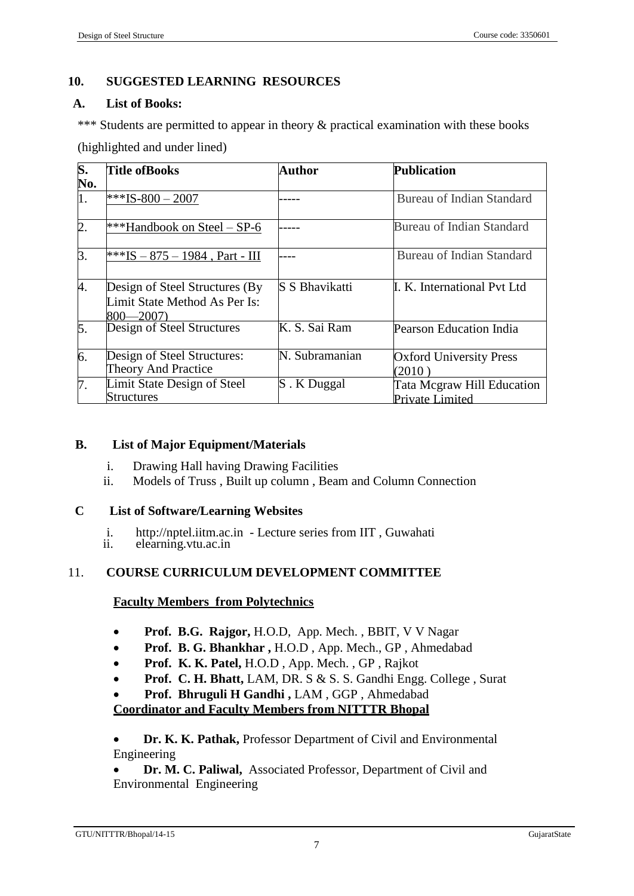## 10. SUGGESTED LEARNING RESOURCES

### A. List of Books:

*** Students are permitted to appear in theory & practical examination with these books (highlighted and under lined)

| S. No. | Title ofBooks | Author | Publication |
|---|---|---|---|
| 1. | ***IS-800 – 2007 | ----- | Bureau of Indian Standard |
| 2. | ***Handbook on Steel – SP-6 | ----- | Bureau of Indian Standard |
| 3. | ***IS – 875 – 1984 , Part - III | ---- | Bureau of Indian Standard |
| 4. | Design of Steel Structures (By Limit State Method As Per Is: 800—2007) | S S Bhavikatti | I. K. International Pvt Ltd |
| 5. | Design of Steel Structures | K. S. Sai Ram | Pearson Education India |
| 6. | Design of Steel Structures: Theory And Practice | N. Subramanian | Oxford University Press (2010 ) |
| 7. | Limit State Design of Steel Structures | S . K Duggal | Tata Mcgraw Hill Education Private Limited |

### B. List of Major Equipment/Materials

i. Drawing Hall having Drawing Facilities
ii. Models of Truss , Built up column , Beam and Column Connection

### C List of Software/Learning Websites

i. http://nptel.iitm.ac.in - Lecture series from IIT , Guwahati
ii. elearning.vtu.ac.in

## 11. COURSE CURRICULUM DEVELOPMENT COMMITTEE

**Faculty Members from Polytechnics**

- **Prof. B.G. Rajgor,** H.O.D, App. Mech. , BBIT, V V Nagar
- **Prof. B. G. Bhankhar ,** H.O.D , App. Mech., GP , Ahmedabad
- **Prof. K. K. Patel,** H.O.D , App. Mech. , GP , Rajkot
- **Prof. C. H. Bhatt,** LAM, DR. S & S. S. Gandhi Engg. College , Surat
- **Prof. Bhruguli H Gandhi ,** LAM , GGP , Ahmedabad

**Coordinator and Faculty Members from NITTTR Bhopal**

- **Dr. K. K. Pathak,** Professor Department of Civil and Environmental Engineering
- **Dr. M. C. Paliwal,** Associated Professor, Department of Civil and Environmental Engineering